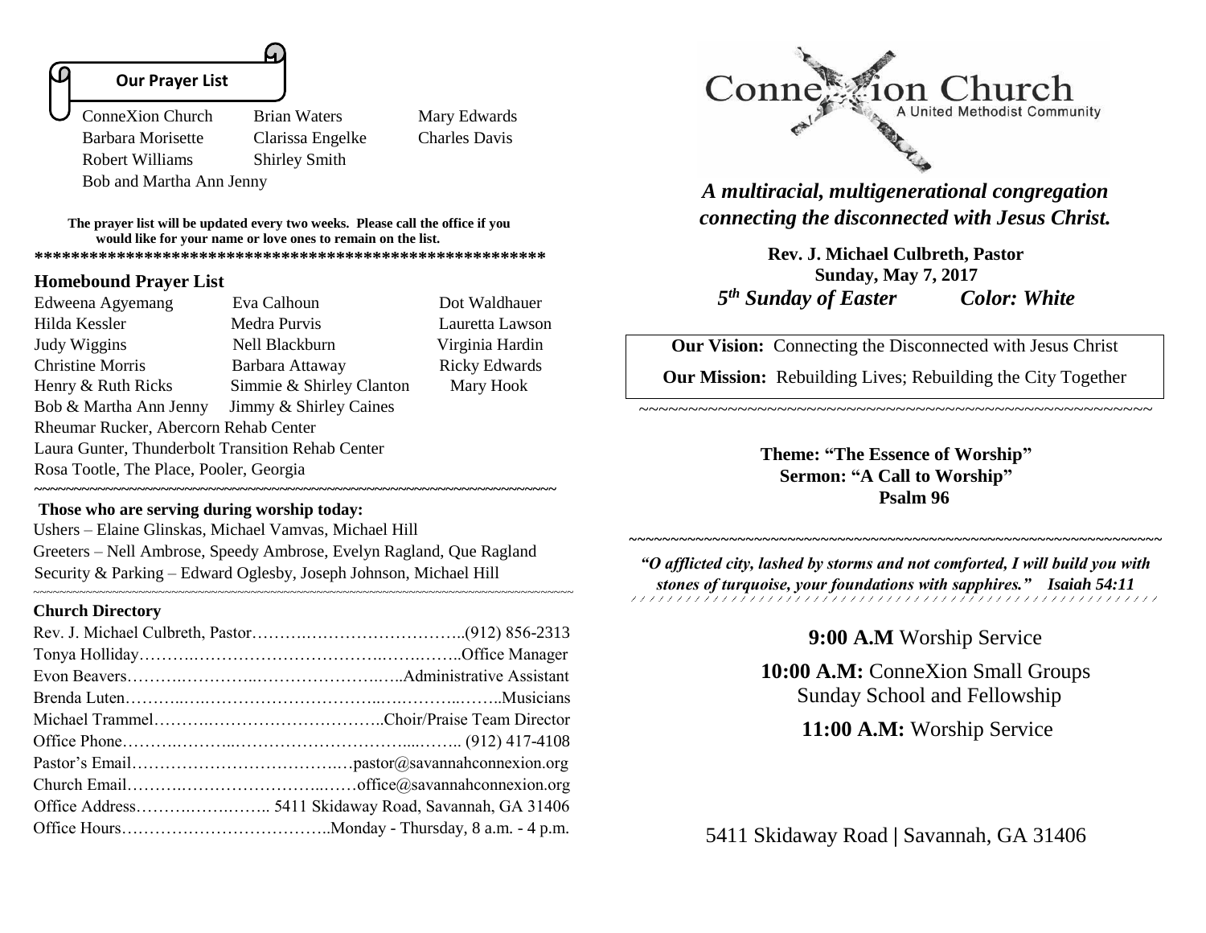## Our Prayer List

| | | |
|---|---|---|
| ConneXion Church | Brian Waters | Mary Edwards |
| Barbara Morisette | Clarissa Engelke | Charles Davis |
| Robert Williams | Shirley Smith | |
| Bob and Martha Ann Jenny | | |

**The prayer list will be updated every two weeks. Please call the office if you would like for your name or love ones to remain on the list.**

**\*\*\*\*\*\*\*\*\*\*\*\*\*\*\*\*\*\*\*\*\*\*\*\*\*\*\*\*\*\*\*\*\*\*\*\*\*\*\*\*\*\*\*\*\*\*\*\*\*\*\*\*\*\*\*\*\*\*\***

### Homebound Prayer List

| | | |
|---|---|---|
| Edweena Agyemang | Eva Calhoun | Dot Waldhauer |
| Hilda Kessler | Medra Purvis | Lauretta Lawson |
| Judy Wiggins | Nell Blackburn | Virginia Hardin |
| Christine Morris | Barbara Attaway | Ricky Edwards |
| Henry & Ruth Ricks | Simmie & Shirley Clanton | Mary Hook |
| Bob & Martha Ann Jenny | Jimmy & Shirley Caines | |

Rheumar Rucker, Abercorn Rehab Center
Laura Gunter, Thunderbolt Transition Rehab Center
Rosa Tootle, The Place, Pooler, Georgia

~~~~~~~~~~~~~~~~~~~~~~~~~~~~~~~~~~~~~~~~~~~~~~~~~~~~~~~~~~~~~~~~

**Those who are serving during worship today:**

Ushers – Elaine Glinskas, Michael Vamvas, Michael Hill
Greeters – Nell Ambrose, Speedy Ambrose, Evelyn Ragland, Que Ragland
Security & Parking – Edward Oglesby, Joseph Johnson, Michael Hill

~~~~~~~~~~~~~~~~~~~~~~~~~~~~~~~~~~~~~~~~~~~~~~~~~~~~~~~~~~~~~~~~

### Church Directory

Rev. J. Michael Culbreth, Pastor……….………………………..(912) 856-2313
Tonya Holliday……….…………………………….……..……..Office Manager
Evon Beavers……….………..……………………..…..Administrative Assistant
Brenda Luten………..….……………………….….……..……..Musicians
Michael Trammel……….……………………………..Choir/Praise Team Director
Office Phone……….………..………………………....…….. (912) 417-4108
Pastor's Email……………………………….…pastor@savannahconnexion.org
Church Email……….………………………..……office@savannahconnexion.org
Office Address……….……..…….. 5411 Skidaway Road, Savannah, GA 31406
Office Hours………………………………..Monday - Thursday, 8 a.m. - 4 p.m.

# ConneXion Church
A United Methodist Community

***A multiracial, multigenerational congregation connecting the disconnected with Jesus Christ.***

**Rev. J. Michael Culbreth, Pastor**
**Sunday, May 7, 2017**
***5th Sunday of Easter*** ***Color: White***

**Our Vision:** Connecting the Disconnected with Jesus Christ

**Our Mission:** Rebuilding Lives; Rebuilding the City Together

~~~~~~~~~~~~~~~~~~~~~~~~~~~~~~~~~~~~~~~~~~~~~~~~~~~~~~~~

**Theme: "The Essence of Worship"**
**Sermon: "A Call to Worship"**
**Psalm 96**

~~~~~~~~~~~~~~~~~~~~~~~~~~~~~~~~~~~~~~~~~~~~~~~~~~~~~~~~~~~~

***"O afflicted city, lashed by storms and not comforted, I will build you with stones of turquoise, your foundations with sapphires." Isaiah 54:11***

**9:00 A.M** Worship Service

**10:00 A.M:** ConneXion Small Groups
Sunday School and Fellowship

**11:00 A.M:** Worship Service

5411 Skidaway Road | Savannah, GA 31406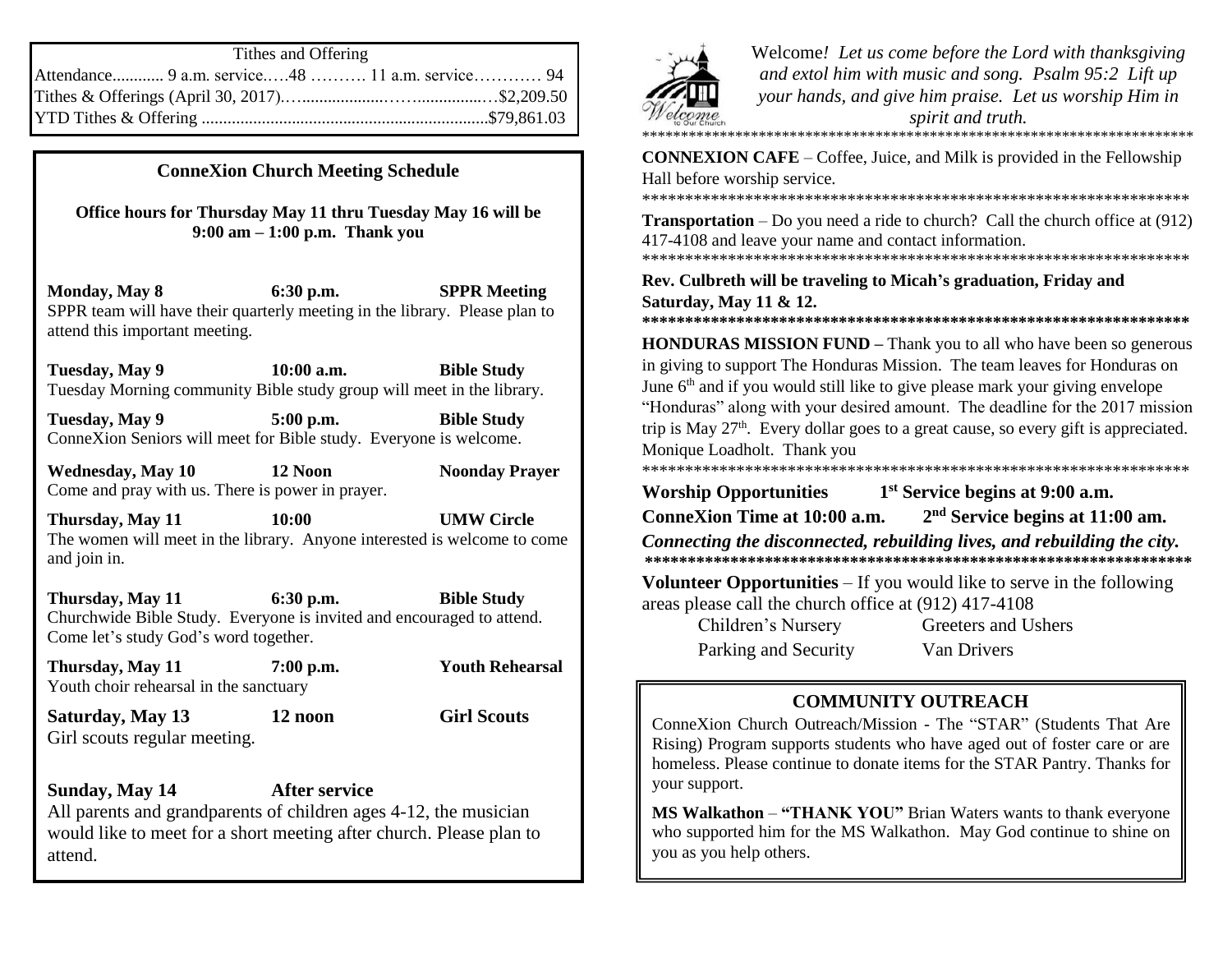## Tithes and Offering

Attendance............ 9 a.m. service.….48 ………. 11 a.m. service………… 94

Tithes & Offerings (April 30, 2017).…..................……...............…$2,209.50

YTD Tithes & Offering ..................................................................$79,861.03

## ConneXion Church Meeting Schedule

**Office hours for Thursday May 11 thru Tuesday May 16 will be 9:00 am – 1:00 p.m. Thank you**

**Monday, May 8 — 6:30 p.m. — SPPR Meeting**
SPPR team will have their quarterly meeting in the library. Please plan to attend this important meeting.

**Tuesday, May 9 — 10:00 a.m. — Bible Study**
Tuesday Morning community Bible study group will meet in the library.

**Tuesday, May 9 — 5:00 p.m. — Bible Study**
ConneXion Seniors will meet for Bible study. Everyone is welcome.

**Wednesday, May 10 — 12 Noon — Noonday Prayer**
Come and pray with us. There is power in prayer.

**Thursday, May 11 — 10:00 — UMW Circle**
The women will meet in the library. Anyone interested is welcome to come and join in.

**Thursday, May 11 — 6:30 p.m. — Bible Study**
Churchwide Bible Study. Everyone is invited and encouraged to attend. Come let's study God's word together.

**Thursday, May 11 — 7:00 p.m. — Youth Rehearsal**
Youth choir rehearsal in the sanctuary

**Saturday, May 13 — 12 noon — Girl Scouts**
Girl scouts regular meeting.

**Sunday, May 14 — After service**
All parents and grandparents of children ages 4-12, the musician would like to meet for a short meeting after church. Please plan to attend.

Welcome*! Let us come before the Lord with thanksgiving and extol him with music and song. Psalm 95:2 Lift up your hands, and give him praise. Let us worship Him in spirit and truth.*

**********************************************************************

**CONNEXION CAFE** – Coffee, Juice, and Milk is provided in the Fellowship Hall before worship service.

******************************************************************

**Transportation** – Do you need a ride to church? Call the church office at (912) 417-4108 and leave your name and contact information.

******************************************************************

**Rev. Culbreth will be traveling to Micah's graduation, Friday and Saturday, May 11 & 12.**

******************************************************************

**HONDURAS MISSION FUND –** Thank you to all who have been so generous in giving to support The Honduras Mission. The team leaves for Honduras on June 6th and if you would still like to give please mark your giving envelope "Honduras" along with your desired amount. The deadline for the 2017 mission trip is May 27th. Every dollar goes to a great cause, so every gift is appreciated. Monique Loadholt. Thank you

******************************************************************

**Worship Opportunities — 1st Service begins at 9:00 a.m.**

**ConneXion Time at 10:00 a.m. — 2nd Service begins at 11:00 am.**

***Connecting the disconnected, rebuilding lives, and rebuilding the city.***

******************************************************************

**Volunteer Opportunities** – If you would like to serve in the following areas please call the church office at (912) 417-4108

- Children's Nursery
- Greeters and Ushers
- Parking and Security
- Van Drivers

## COMMUNITY OUTREACH

ConneXion Church Outreach/Mission - The "STAR" (Students That Are Rising) Program supports students who have aged out of foster care or are homeless. Please continue to donate items for the STAR Pantry. Thanks for your support.

**MS Walkathon** – **"THANK YOU"** Brian Waters wants to thank everyone who supported him for the MS Walkathon. May God continue to shine on you as you help others.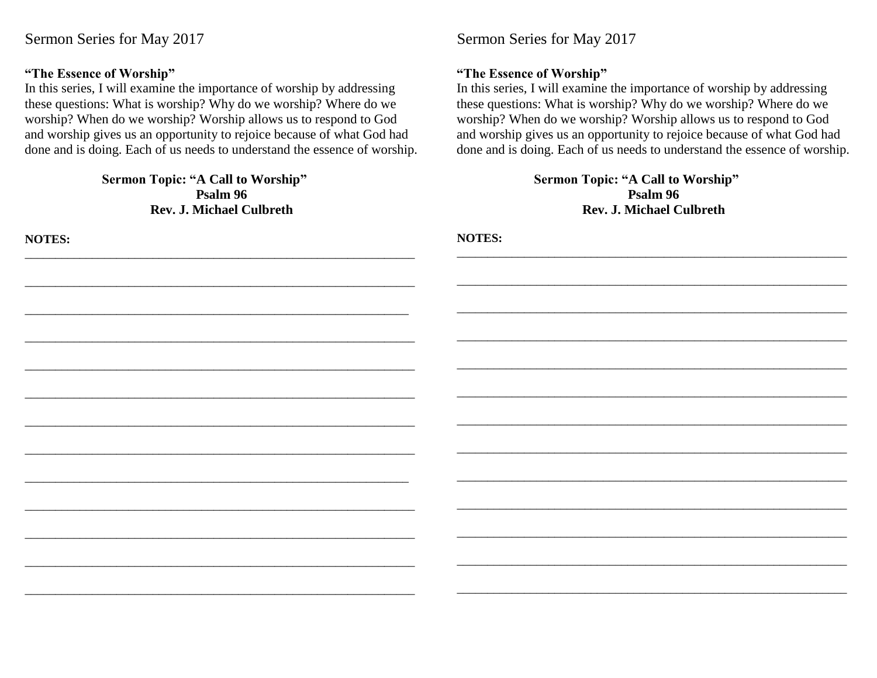Sermon Series for May 2017

**"The Essence of Worship"**
In this series, I will examine the importance of worship by addressing these questions: What is worship? Why do we worship? Where do we worship? When do we worship? Worship allows us to respond to God and worship gives us an opportunity to rejoice because of what God had done and is doing. Each of us needs to understand the essence of worship.

**Sermon Topic: "A Call to Worship"**
**Psalm 96**
**Rev. J. Michael Culbreth**

**NOTES:**

_______________________________________________________________

_______________________________________________________________

_______________________________________________________________

_______________________________________________________________

_______________________________________________________________

_______________________________________________________________

_______________________________________________________________

_______________________________________________________________

_______________________________________________________________

_______________________________________________________________

_______________________________________________________________

_______________________________________________________________

_______________________________________________________________

Sermon Series for May 2017

**"The Essence of Worship"**
In this series, I will examine the importance of worship by addressing these questions: What is worship? Why do we worship? Where do we worship? When do we worship? Worship allows us to respond to God and worship gives us an opportunity to rejoice because of what God had done and is doing. Each of us needs to understand the essence of worship.

**Sermon Topic: "A Call to Worship"**
**Psalm 96**
**Rev. J. Michael Culbreth**

**NOTES:**

_______________________________________________________________

_______________________________________________________________

_______________________________________________________________

_______________________________________________________________

_______________________________________________________________

_______________________________________________________________

_______________________________________________________________

_______________________________________________________________

_______________________________________________________________

_______________________________________________________________

_______________________________________________________________

_______________________________________________________________

_______________________________________________________________